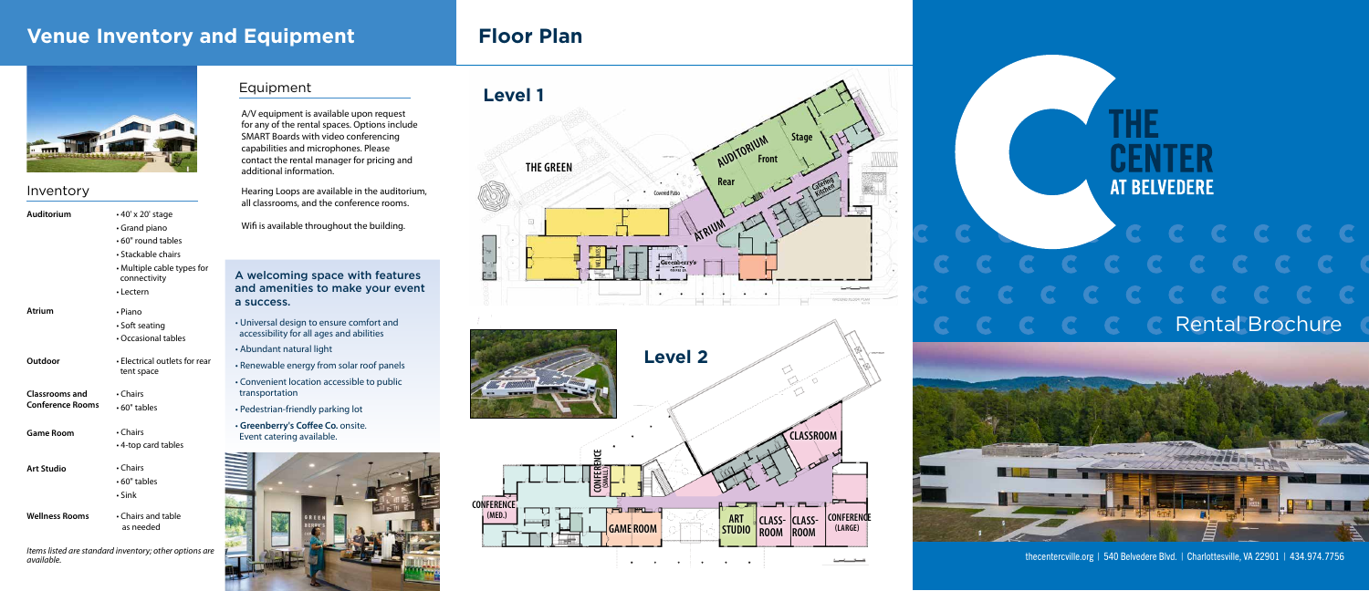# Venue Inventory and Equipment

## Inventory

| | |
|---|---|
| **Auditorium** | • 40' x 20' stage<br>• Grand piano<br>• 60" round tables<br>• Stackable chairs<br>• Multiple cable types for connectivity<br>• Lectern |
| **Atrium** | • Piano<br>• Soft seating<br>• Occasional tables |
| **Outdoor** | • Electrical outlets for rear tent space |
| **Classrooms and Conference Rooms** | • Chairs<br>• 60" tables |
| **Game Room** | • Chairs<br>• 4-top card tables |
| **Art Studio** | • Chairs<br>• 60" tables<br>• Sink |
| **Wellness Rooms** | • Chairs and table as needed |

*Items listed are standard inventory; other options are available.*

## Equipment

A/V equipment is available upon request for any of the rental spaces. Options include SMART Boards with video conferencing capabilities and microphones. Please contact the rental manager for pricing and additional information.

Hearing Loops are available in the auditorium, all classrooms, and the conference rooms.

Wifi is available throughout the building.

### A welcoming space with features and amenities to make your event a success.

- Universal design to ensure comfort and accessibility for all ages and abilities
- Abundant natural light
- Renewable energy from solar roof panels
- Convenient location accessible to public transportation
- Pedestrian-friendly parking lot
- **Greenberry's Coffee Co.** onsite. Event catering available.

# Floor Plan

## Level 1

THE GREEN, AUDITORIUM, Stage, Front, Rear, Covered Patio, Catering Kitchen, ATRIUM, WELLNESS, Greenberry's

## Level 2

CONFERENCE (SMALL), CONFERENCE (MED.), GAME ROOM, ART STUDIO, CLASSROOM, CLASSROOM, CLASSROOM, CONFERENCE (LARGE)

# THE CENTER AT BELVEDERE

Rental Brochure

thecentercville.org | 540 Belvedere Blvd. | Charlottesville, VA 22901 | 434.974.7756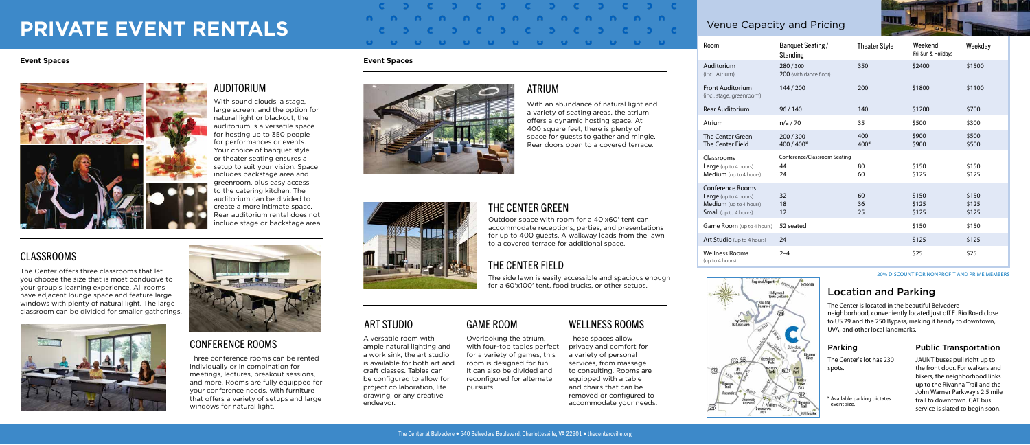# PRIVATE EVENT RENTALS

### Event Spaces

## AUDITORIUM

With sound clouds, a stage, large screen, and the option for natural light or blackout, the auditorium is a versatile space for hosting up to 350 people for performances or events. Your choice of banquet style or theater seating ensures a setup to suit your vision. Space includes backstage area and greenroom, plus easy access to the catering kitchen. The auditorium can be divided to create a more intimate space. Rear auditorium rental does not include stage or backstage area.

## CLASSROOMS

The Center offers three classrooms that let you choose the size that is most conducive to your group's learning experience. All rooms have adjacent lounge space and feature large windows with plenty of natural light. The large classroom can be divided for smaller gatherings.

## CONFERENCE ROOMS

Three conference rooms can be rented individually or in combination for meetings, lectures, breakout sessions, and more. Rooms are fully equipped for your conference needs, with furniture that offers a variety of setups and large windows for natural light.

### Event Spaces

## ATRIUM

With an abundance of natural light and a variety of seating areas, the atrium offers a dynamic hosting space. At 400 square feet, there is plenty of space for guests to gather and mingle. Rear doors open to a covered terrace.

## THE CENTER GREEN

Outdoor space with room for a 40'x60' tent can accommodate receptions, parties, and presentations for up to 400 guests. A walkway leads from the lawn to a covered terrace for additional space.

## THE CENTER FIELD

The side lawn is easily accessible and spacious enough for a 60'x100' tent, food trucks, or other setups.

## ART STUDIO

A versatile room with ample natural lighting and a work sink, the art studio is available for both art and craft classes. Tables can be configured to allow for project collaboration, life drawing, or any creative endeavor.

## GAME ROOM

Overlooking the atrium, with four-top tables perfect for a variety of games, this room is designed for fun. It can also be divided and reconfigured for alternate pursuits.

## WELLNESS ROOMS

These spaces allow privacy and comfort for a variety of personal services, from massage to consulting. Rooms are equipped with a table and chairs that can be removed or configured to accommodate your needs.

## Venue Capacity and Pricing

| Room | Banquet Seating / Standing | Theater Style | Weekend Fri-Sun & Holidays | Weekday |
|---|---|---|---|---|
| Auditorium (incl. Atrium) | 280 / 300<br>200 (with dance floor) | 350 | $2400 | $1500 |
| Front Auditorium (incl. stage, greenroom) | 144 / 200 | 200 | $1800 | $1100 |
| Rear Auditorium | 96 / 140 | 140 | $1200 | $700 |
| Atrium | n/a / 70 | 35 | $500 | $300 |
| The Center Green | 200 / 300 | 400 | $900 | $500 |
| The Center Field | 400 / 400* | 400* | $900 | $500 |
| Classrooms | Conference/Classroom Seating | | | |
| Large (up to 4 hours) | 44 | 80 | $150 | $150 |
| Medium (up to 4 hours) | 24 | 60 | $125 | $125 |
| Conference Rooms | | | | |
| Large (up to 4 hours) | 32 | 60 | $150 | $150 |
| Medium (up to 4 hours) | 18 | 36 | $125 | $125 |
| Small (up to 4 hours) | 12 | 25 | $125 | $125 |
| Game Room (up to 4 hours) | 52 seated | | $150 | $150 |
| Art Studio (up to 4 hours) | 24 | | $125 | $125 |
| Wellness Rooms (up to 4 hours) | 2–4 | | $25 | $25 |

20% DISCOUNT FOR NONPROFIT AND PRIME MEMBERS

## Location and Parking

The Center is located in the beautiful Belvedere neighborhood, conveniently located just off E. Rio Road close to US 29 and the 250 Bypass, making it handy to downtown, UVA, and other local landmarks.

### Parking

The Center's lot has 230 spots.

\* Available parking dictates event size.

### Public Transportation

JAUNT buses pull right up to the front door. For walkers and bikers, the neighborhood links up to the Rivanna Trail and the John Warner Parkway's 2.5 mile trail to downtown. CAT bus service is slated to begin soon.

The Center at Belvedere • 540 Belvedere Boulevard, Charlottesville, VA 22901 • thecentercville.org